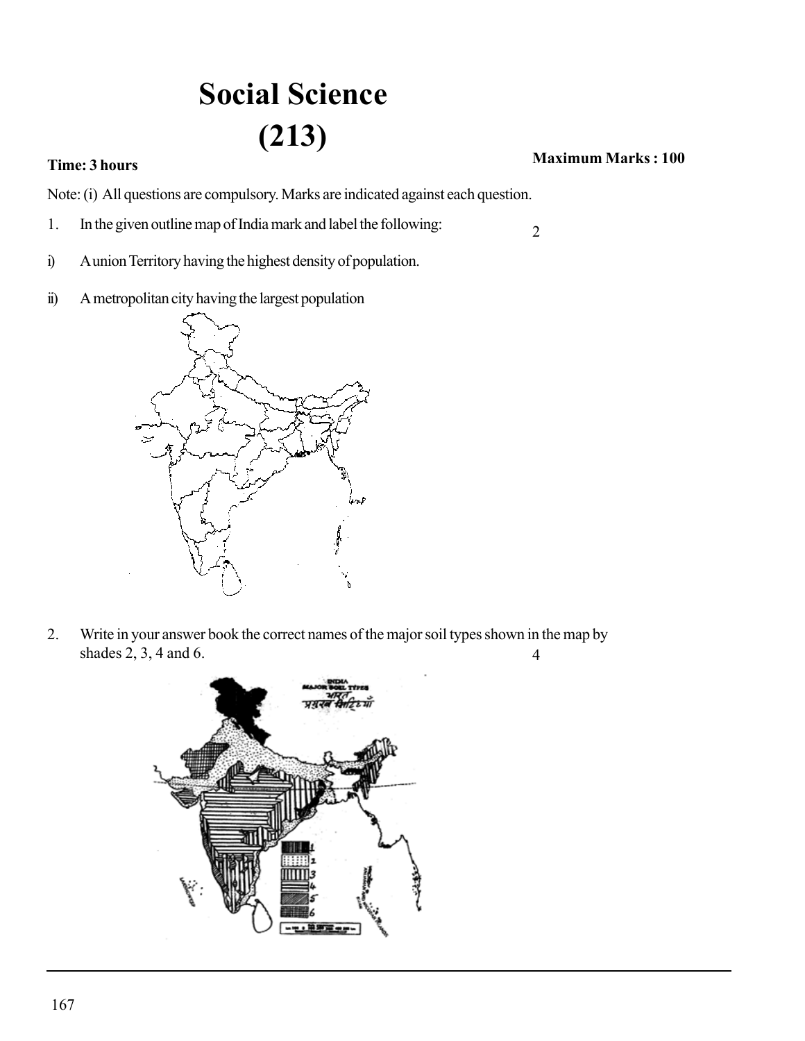# Social Science
# (213)

**Time: 3 hours** **Maximum Marks : 100**

Note: (i) All questions are compulsory. Marks are indicated against each question.

1. In the given outline map of India mark and label the following: 2

i) A union Territory having the highest density of population.

ii) A metropolitan city having the largest population

2. Write in your answer book the correct names of the major soil types shown in the map by shades 2, 3, 4 and 6. 4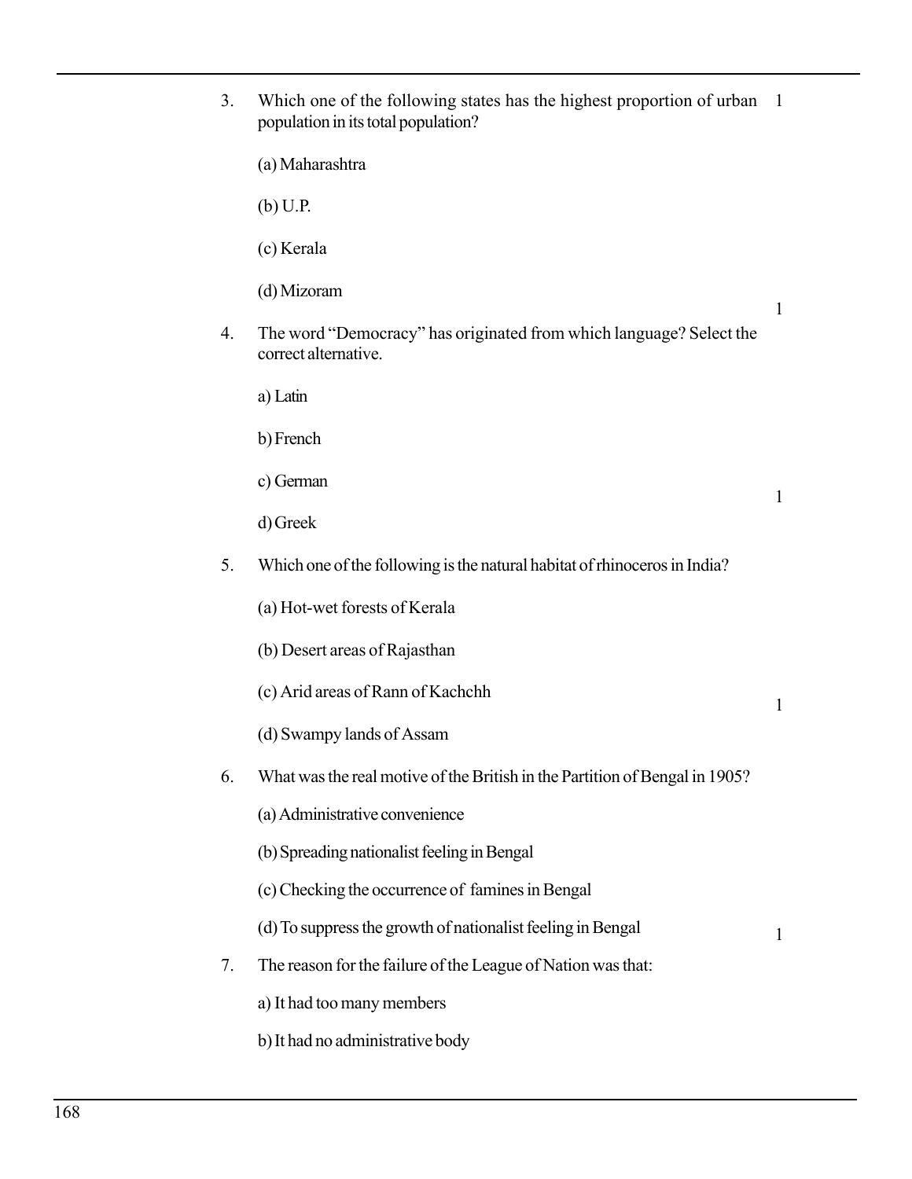3. Which one of the following states has the highest proportion of urban population in its total population? 1

   (a) Maharashtra

   (b) U.P.

   (c) Kerala

   (d) Mizoram

4. The word "Democracy" has originated from which language? Select the correct alternative. 1

   a) Latin

   b) French

   c) German

   d) Greek

5. Which one of the following is the natural habitat of rhinoceros in India? 1

   (a) Hot-wet forests of Kerala

   (b) Desert areas of Rajasthan

   (c) Arid areas of Rann of Kachchh

   (d) Swampy lands of Assam

6. What was the real motive of the British in the Partition of Bengal in 1905? 1

   (a) Administrative convenience

   (b) Spreading nationalist feeling in Bengal

   (c) Checking the occurrence of famines in Bengal

   (d) To suppress the growth of nationalist feeling in Bengal

7. The reason for the failure of the League of Nation was that: 1

   a) It had too many members

   b) It had no administrative body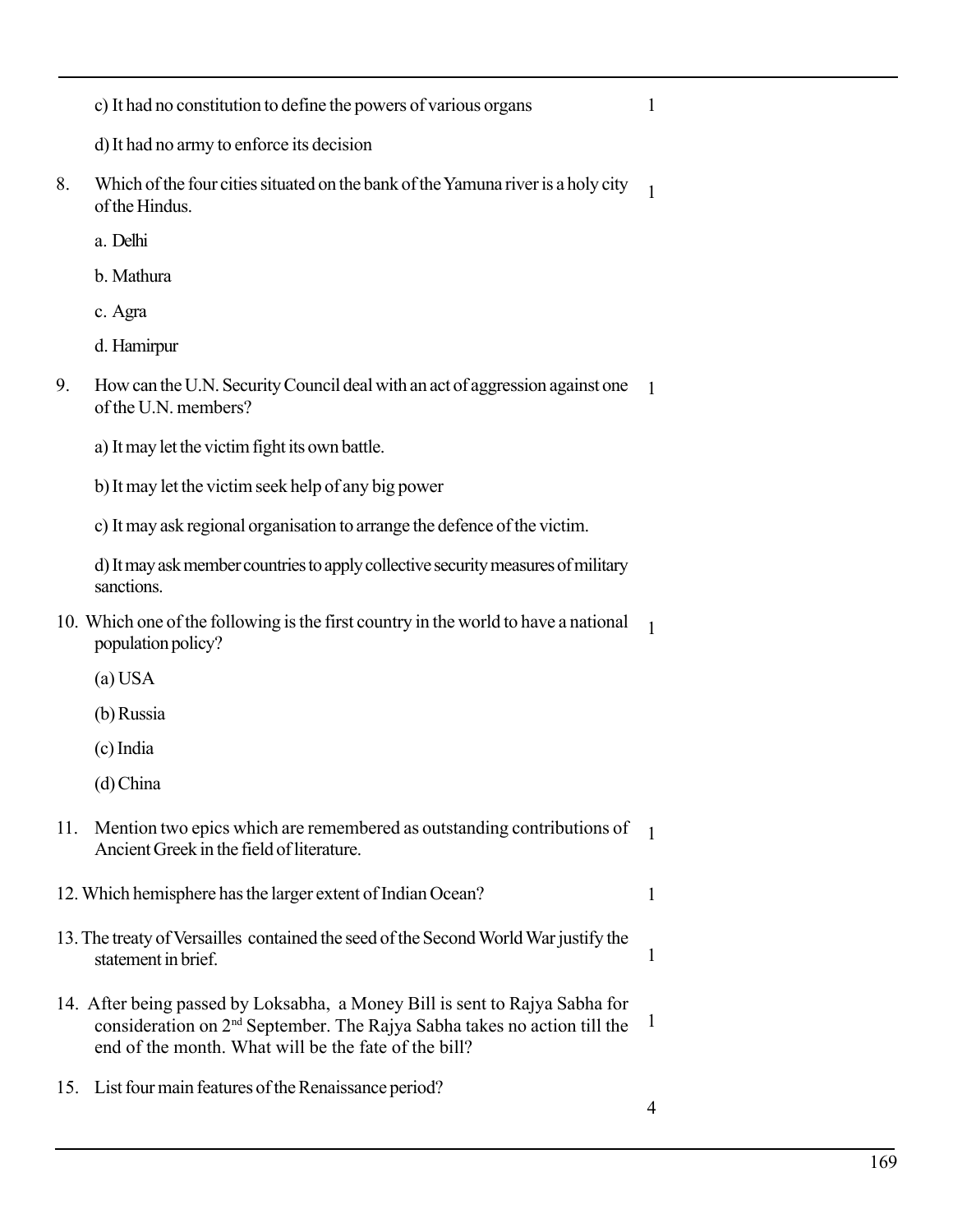c) It had no constitution to define the powers of various organs 1

d) It had no army to enforce its decision

8. Which of the four cities situated on the bank of the Yamuna river is a holy city of the Hindus. 1

   a. Delhi

   b. Mathura

   c. Agra

   d. Hamirpur

9. How can the U.N. Security Council deal with an act of aggression against one of the U.N. members? 1

   a) It may let the victim fight its own battle.

   b) It may let the victim seek help of any big power

   c) It may ask regional organisation to arrange the defence of the victim.

   d) It may ask member countries to apply collective security measures of military sanctions.

10. Which one of the following is the first country in the world to have a national population policy? 1

    (a) USA

    (b) Russia

    (c) India

    (d) China

11. Mention two epics which are remembered as outstanding contributions of Ancient Greek in the field of literature. 1

12. Which hemisphere has the larger extent of Indian Ocean? 1

13. The treaty of Versailles contained the seed of the Second World War justify the statement in brief. 1

14. After being passed by Loksabha, a Money Bill is sent to Rajya Sabha for consideration on 2nd September. The Rajya Sabha takes no action till the end of the month. What will be the fate of the bill? 1

15. List four main features of the Renaissance period? 4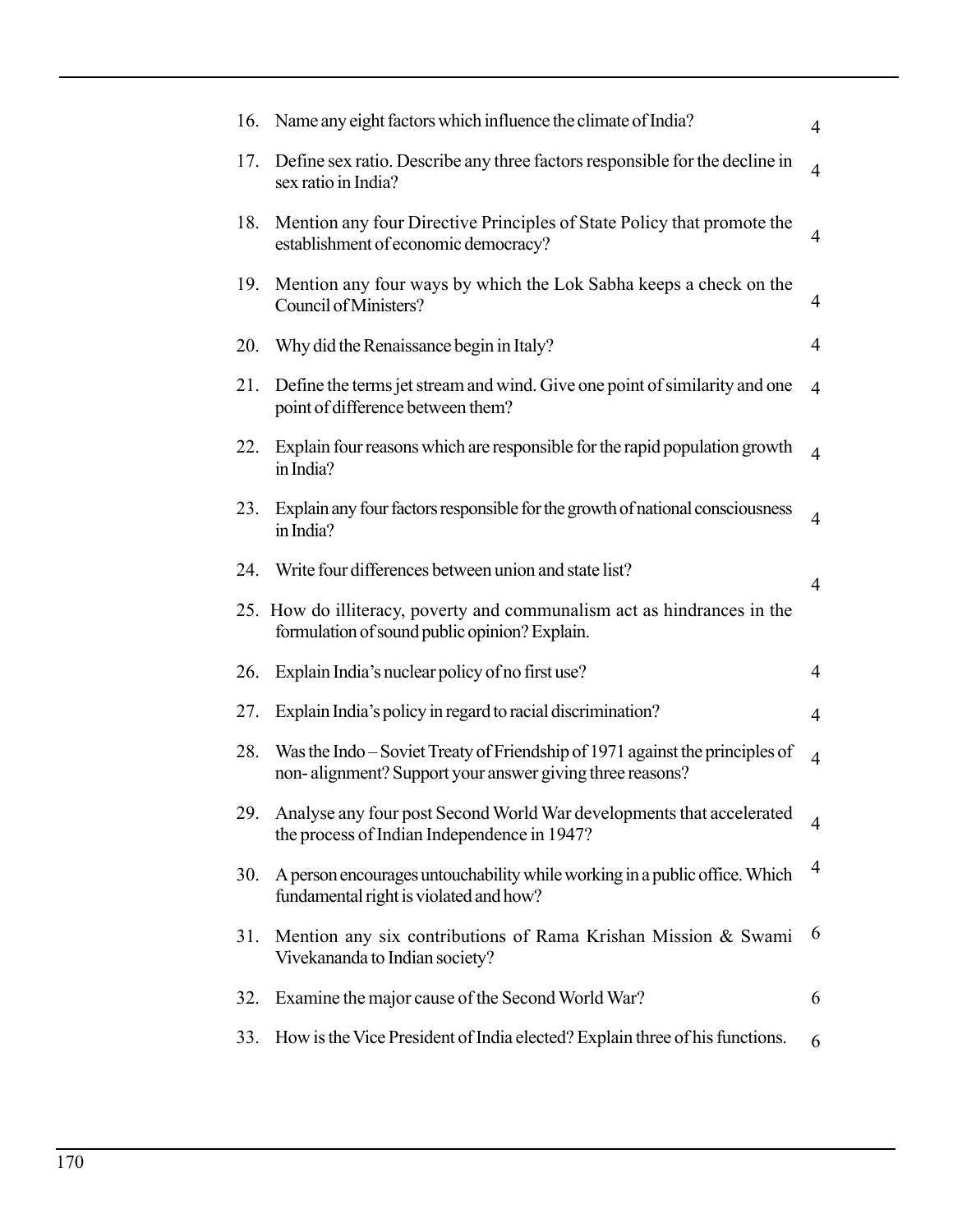16. Name any eight factors which influence the climate of India? 4

17. Define sex ratio. Describe any three factors responsible for the decline in sex ratio in India? 4

18. Mention any four Directive Principles of State Policy that promote the establishment of economic democracy? 4

19. Mention any four ways by which the Lok Sabha keeps a check on the Council of Ministers? 4

20. Why did the Renaissance begin in Italy? 4

21. Define the terms jet stream and wind. Give one point of similarity and one point of difference between them? 4

22. Explain four reasons which are responsible for the rapid population growth in India? 4

23. Explain any four factors responsible for the growth of national consciousness in India? 4

24. Write four differences between union and state list? 4

25. How do illiteracy, poverty and communalism act as hindrances in the formulation of sound public opinion? Explain.

26. Explain India's nuclear policy of no first use? 4

27. Explain India's policy in regard to racial discrimination? 4

28. Was the Indo – Soviet Treaty of Friendship of 1971 against the principles of non- alignment? Support your answer giving three reasons? 4

29. Analyse any four post Second World War developments that accelerated the process of Indian Independence in 1947? 4

30. A person encourages untouchability while working in a public office. Which fundamental right is violated and how? 4

31. Mention any six contributions of Rama Krishan Mission & Swami Vivekananda to Indian society? 6

32. Examine the major cause of the Second World War? 6

33. How is the Vice President of India elected? Explain three of his functions. 6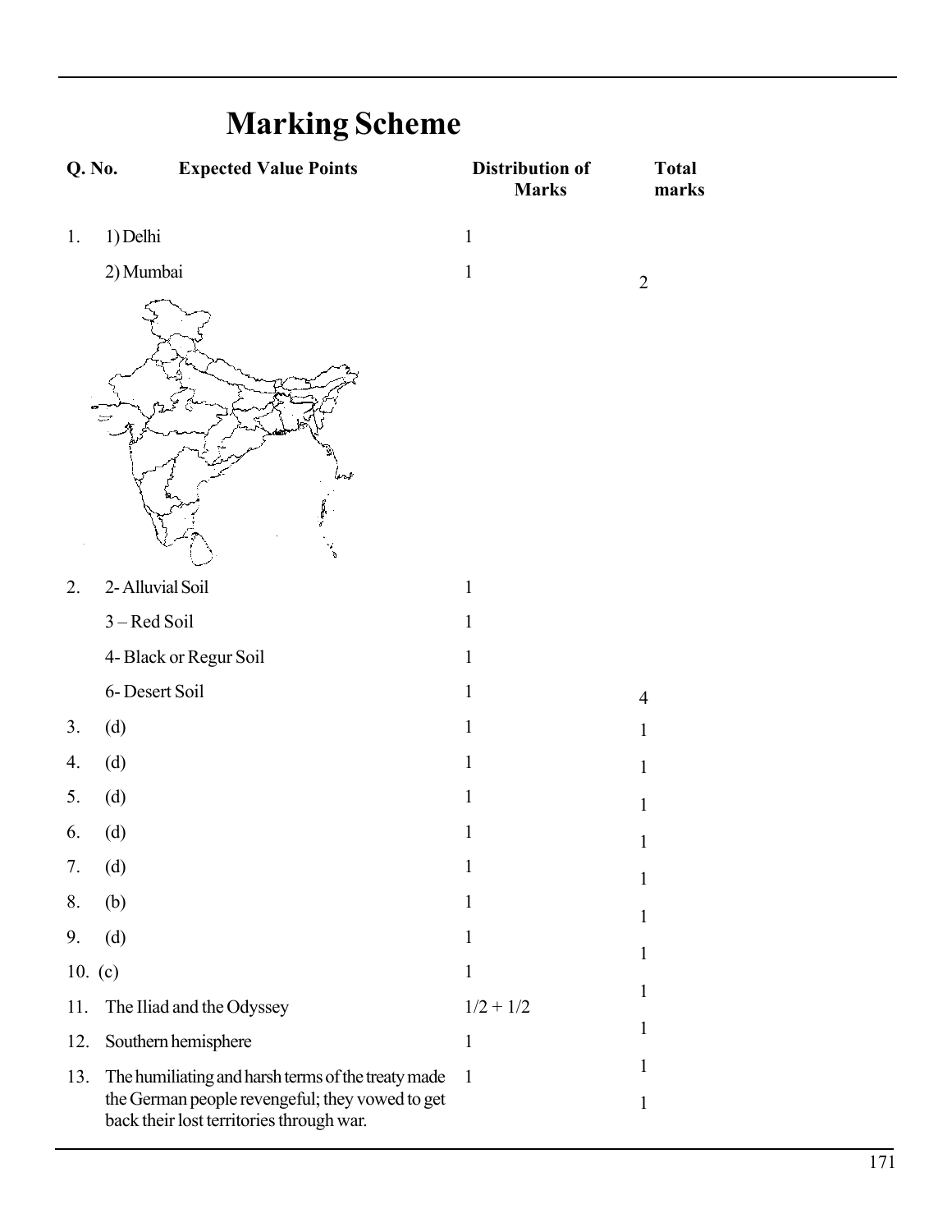# Marking Scheme

| Q. No. | Expected Value Points | Distribution of Marks | Total marks |
|---|---|---|---|
| 1. | 1) Delhi | 1 | |
| | 2) Mumbai | 1 | 2 |
| 2. | 2- Alluvial Soil | 1 | |
| | 3 – Red Soil | 1 | |
| | 4- Black or Regur Soil | 1 | |
| | 6- Desert Soil | 1 | 4 |
| 3. | (d) | 1 | 1 |
| 4. | (d) | 1 | 1 |
| 5. | (d) | 1 | 1 |
| 6. | (d) | 1 | 1 |
| 7. | (d) | 1 | 1 |
| 8. | (b) | 1 | 1 |
| 9. | (d) | 1 | 1 |
| 10. | (c) | 1 | 1 |
| 11. | The Iliad and the Odyssey | 1/2 + 1/2 | 1 |
| 12. | Southern hemisphere | 1 | 1 |
| 13. | The humiliating and harsh terms of the treaty made the German people revengeful; they vowed to get back their lost territories through war. | 1 | 1 |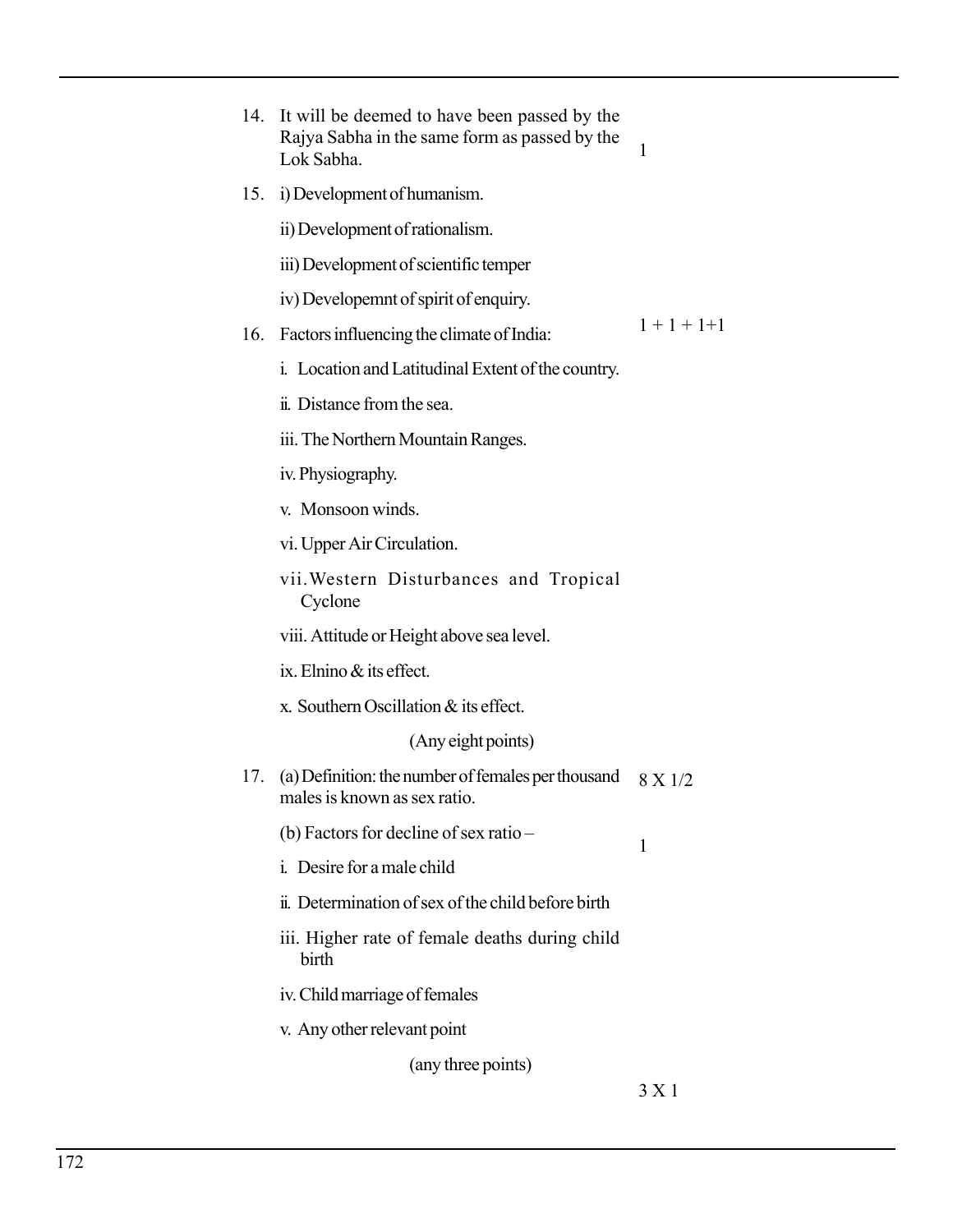| | | |
|---|---|---|
| 14. | It will be deemed to have been passed by the Rajya Sabha in the same form as passed by the Lok Sabha. | 1 |
| 15. | i) Development of humanism.<br>ii) Development of rationalism.<br>iii) Development of scientific temper<br>iv) Developemnt of spirit of enquiry. | 1 + 1 + 1+1 |
| 16. | Factors influencing the climate of India:<br>i. Location and Latitudinal Extent of the country.<br>ii. Distance from the sea.<br>iii. The Northern Mountain Ranges.<br>iv. Physiography.<br>v. Monsoon winds.<br>vi. Upper Air Circulation.<br>vii. Western Disturbances and Tropical Cyclone<br>viii. Attitude or Height above sea level.<br>ix. Elnino & its effect.<br>x. Southern Oscillation & its effect.<br>(Any eight points) | 8 X 1/2 |
| 17. | (a) Definition: the number of females per thousand males is known as sex ratio. | 1 |
| | (b) Factors for decline of sex ratio –<br>i. Desire for a male child<br>ii. Determination of sex of the child before birth<br>iii. Higher rate of female deaths during child birth<br>iv. Child marriage of females<br>v. Any other relevant point<br>(any three points) | 3 X 1 |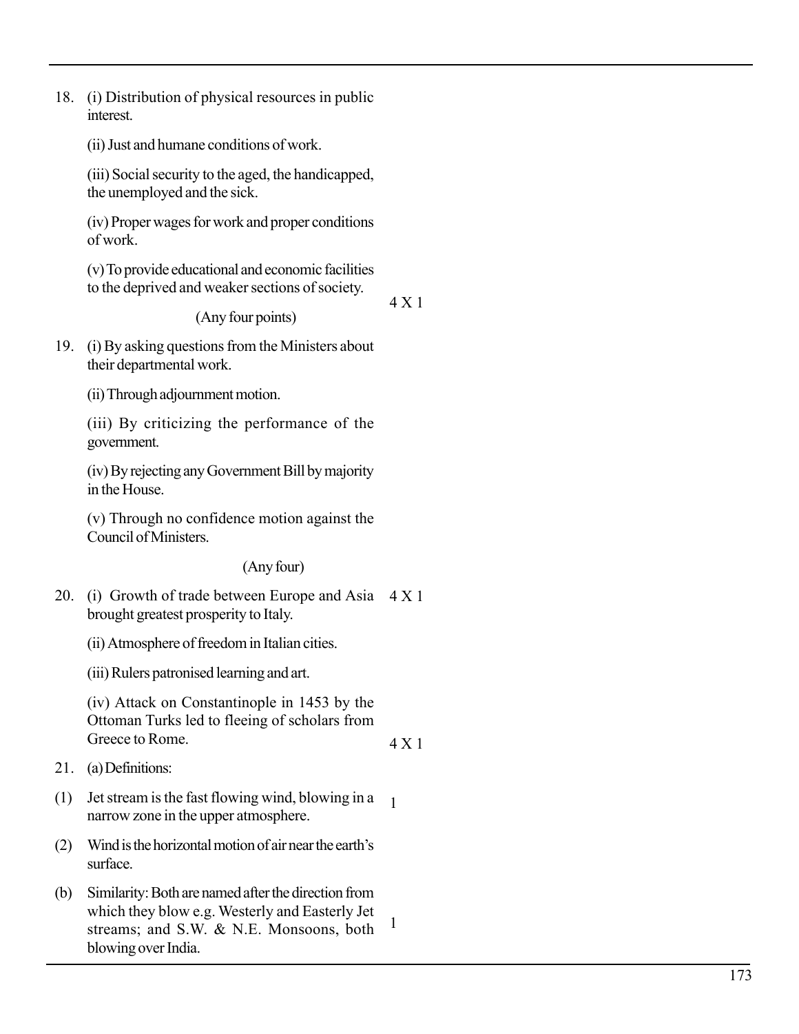18. (i) Distribution of physical resources in public interest.

    (ii) Just and humane conditions of work.

    (iii) Social security to the aged, the handicapped, the unemployed and the sick.

    (iv) Proper wages for work and proper conditions of work.

    (v) To provide educational and economic facilities to the deprived and weaker sections of society.

    (Any four points) — 4 X 1

19. (i) By asking questions from the Ministers about their departmental work.

    (ii) Through adjournment motion.

    (iii) By criticizing the performance of the government.

    (iv) By rejecting any Government Bill by majority in the House.

    (v) Through no confidence motion against the Council of Ministers.

    (Any four) — 4 X 1

20. (i) Growth of trade between Europe and Asia brought greatest prosperity to Italy.

    (ii) Atmosphere of freedom in Italian cities.

    (iii) Rulers patronised learning and art.

    (iv) Attack on Constantinople in 1453 by the Ottoman Turks led to fleeing of scholars from Greece to Rome. — 4 X 1

21. (a) Definitions:

(1) Jet stream is the fast flowing wind, blowing in a narrow zone in the upper atmosphere. — 1

(2) Wind is the horizontal motion of air near the earth's surface.

(b) Similarity: Both are named after the direction from which they blow e.g. Westerly and Easterly Jet streams; and S.W. & N.E. Monsoons, both blowing over India. — 1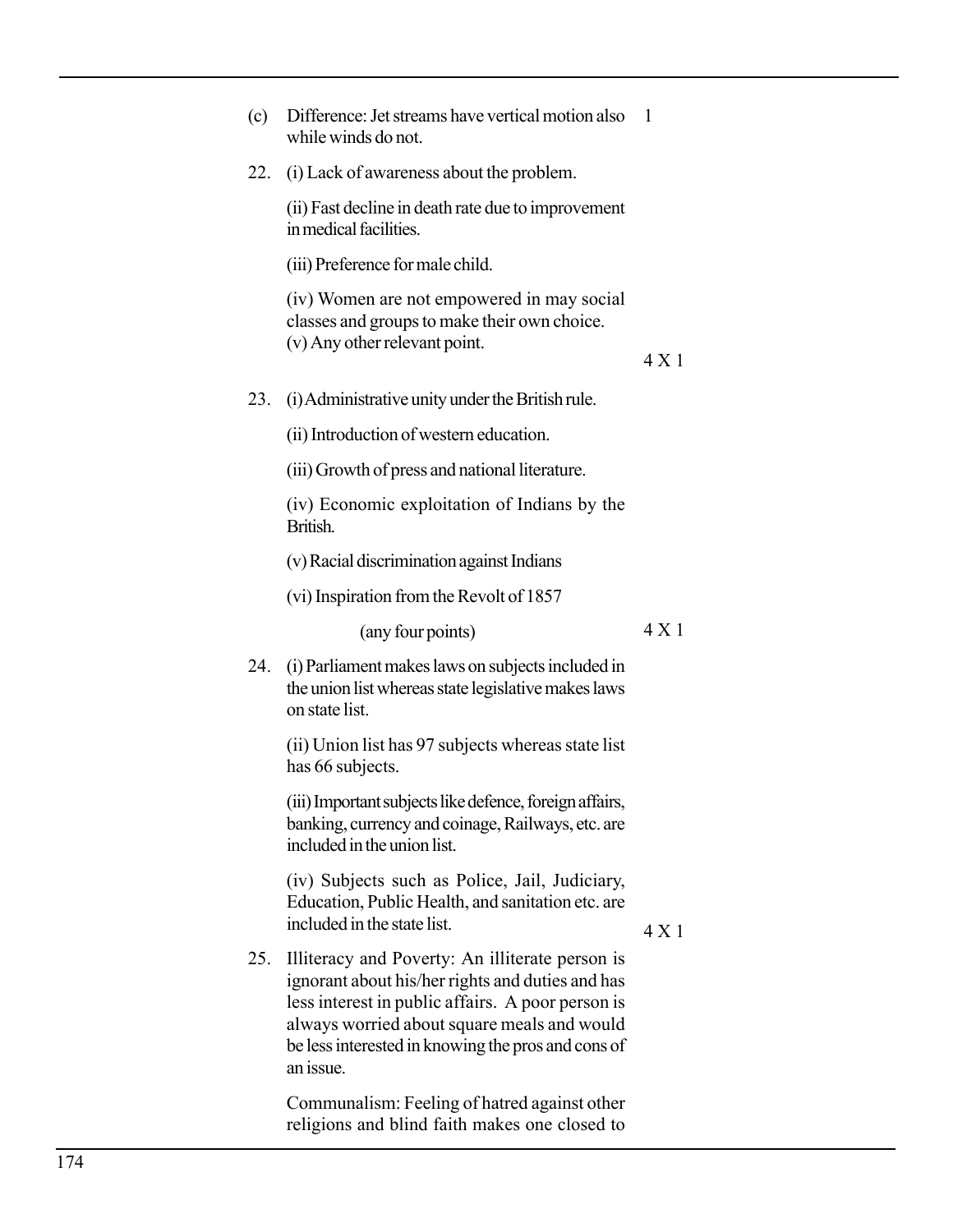(c) Difference: Jet streams have vertical motion also while winds do not. — 1

22. (i) Lack of awareness about the problem.

    (ii) Fast decline in death rate due to improvement in medical facilities.

    (iii) Preference for male child.

    (iv) Women are not empowered in may social classes and groups to make their own choice.
    (v) Any other relevant point. — 4 X 1

23. (i) Administrative unity under the British rule.

    (ii) Introduction of western education.

    (iii) Growth of press and national literature.

    (iv) Economic exploitation of Indians by the British.

    (v) Racial discrimination against Indians

    (vi) Inspiration from the Revolt of 1857

    (any four points) — 4 X 1

24. (i) Parliament makes laws on subjects included in the union list whereas state legislative makes laws on state list.

    (ii) Union list has 97 subjects whereas state list has 66 subjects.

    (iii) Important subjects like defence, foreign affairs, banking, currency and coinage, Railways, etc. are included in the union list.

    (iv) Subjects such as Police, Jail, Judiciary, Education, Public Health, and sanitation etc. are included in the state list. — 4 X 1

25. Illiteracy and Poverty: An illiterate person is ignorant about his/her rights and duties and has less interest in public affairs. A poor person is always worried about square meals and would be less interested in knowing the pros and cons of an issue.

    Communalism: Feeling of hatred against other religions and blind faith makes one closed to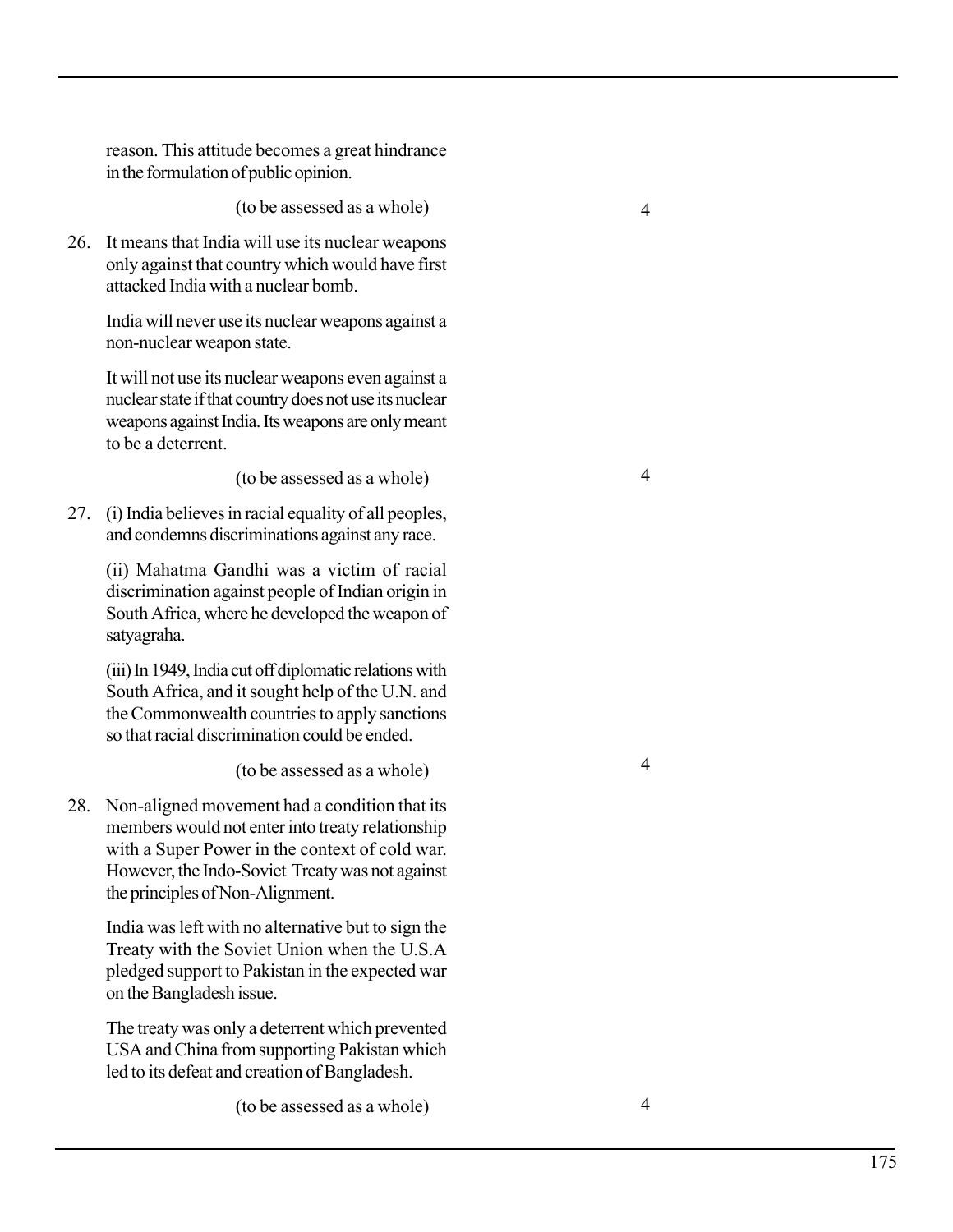reason. This attitude becomes a great hindrance in the formulation of public opinion.

(to be assessed as a whole) 4

26. It means that India will use its nuclear weapons only against that country which would have first attacked India with a nuclear bomb.

    India will never use its nuclear weapons against a non-nuclear weapon state.

    It will not use its nuclear weapons even against a nuclear state if that country does not use its nuclear weapons against India. Its weapons are only meant to be a deterrent.

    (to be assessed as a whole) 4

27. (i) India believes in racial equality of all peoples, and condemns discriminations against any race.

    (ii) Mahatma Gandhi was a victim of racial discrimination against people of Indian origin in South Africa, where he developed the weapon of satyagraha.

    (iii) In 1949, India cut off diplomatic relations with South Africa, and it sought help of the U.N. and the Commonwealth countries to apply sanctions so that racial discrimination could be ended.

    (to be assessed as a whole) 4

28. Non-aligned movement had a condition that its members would not enter into treaty relationship with a Super Power in the context of cold war. However, the Indo-Soviet Treaty was not against the principles of Non-Alignment.

    India was left with no alternative but to sign the Treaty with the Soviet Union when the U.S.A pledged support to Pakistan in the expected war on the Bangladesh issue.

    The treaty was only a deterrent which prevented USA and China from supporting Pakistan which led to its defeat and creation of Bangladesh.

    (to be assessed as a whole) 4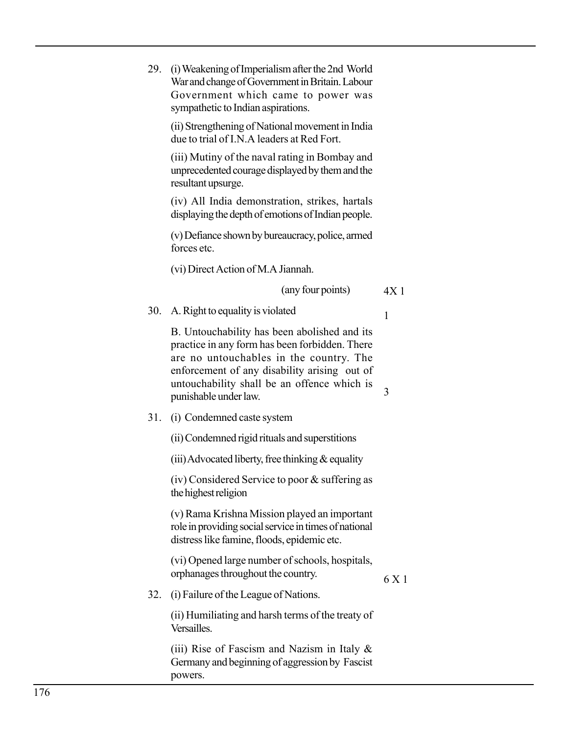29. (i) Weakening of Imperialism after the 2nd World War and change of Government in Britain. Labour Government which came to power was sympathetic to Indian aspirations.

    (ii) Strengthening of National movement in India due to trial of I.N.A leaders at Red Fort.

    (iii) Mutiny of the naval rating in Bombay and unprecedented courage displayed by them and the resultant upsurge.

    (iv) All India demonstration, strikes, hartals displaying the depth of emotions of Indian people.

    (v) Defiance shown by bureaucracy, police, armed forces etc.

    (vi) Direct Action of M.A Jiannah.

    (any four points) 4X 1

30. A. Right to equality is violated 1

    B. Untouchability has been abolished and its practice in any form has been forbidden. There are no untouchables in the country. The enforcement of any disability arising out of untouchability shall be an offence which is punishable under law. 3

31. (i) Condemned caste system

    (ii) Condemned rigid rituals and superstitions

    (iii) Advocated liberty, free thinking & equality

    (iv) Considered Service to poor & suffering as the highest religion

    (v) Rama Krishna Mission played an important role in providing social service in times of national distress like famine, floods, epidemic etc.

    (vi) Opened large number of schools, hospitals, orphanages throughout the country. 6 X 1

32. (i) Failure of the League of Nations.

    (ii) Humiliating and harsh terms of the treaty of Versailles.

    (iii) Rise of Fascism and Nazism in Italy & Germany and beginning of aggression by Fascist powers.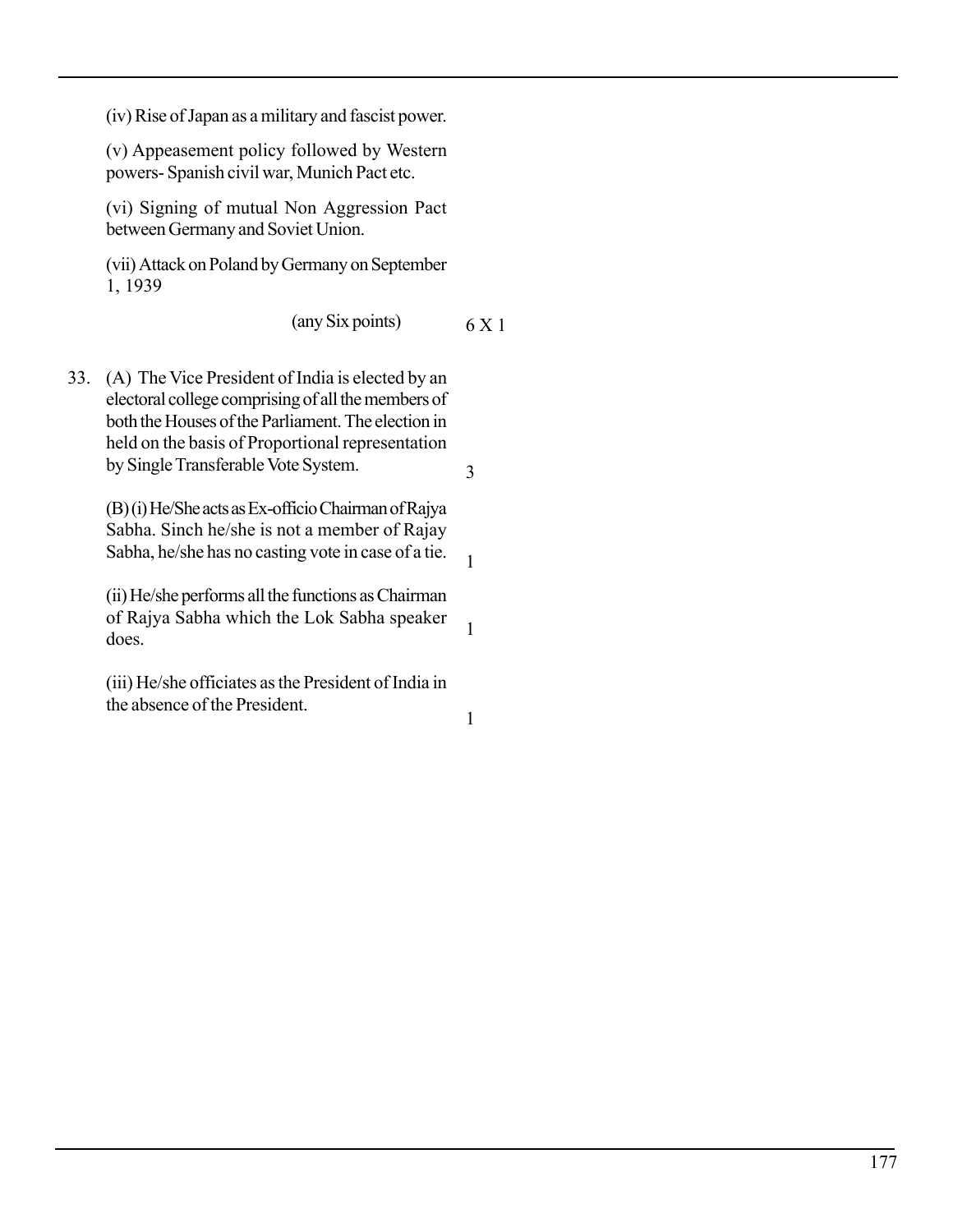(iv) Rise of Japan as a military and fascist power.

(v) Appeasement policy followed by Western powers- Spanish civil war, Munich Pact etc.

(vi) Signing of mutual Non Aggression Pact between Germany and Soviet Union.

(vii) Attack on Poland by Germany on September 1, 1939

(any Six points) 6 X 1

33. (A) The Vice President of India is elected by an electoral college comprising of all the members of both the Houses of the Parliament. The election in held on the basis of Proportional representation by Single Transferable Vote System. 3

(B) (i) He/She acts as Ex-officio Chairman of Rajya Sabha. Sinch he/she is not a member of Rajay Sabha, he/she has no casting vote in case of a tie. 1

(ii) He/she performs all the functions as Chairman of Rajya Sabha which the Lok Sabha speaker does. 1

(iii) He/she officiates as the President of India in the absence of the President. 1